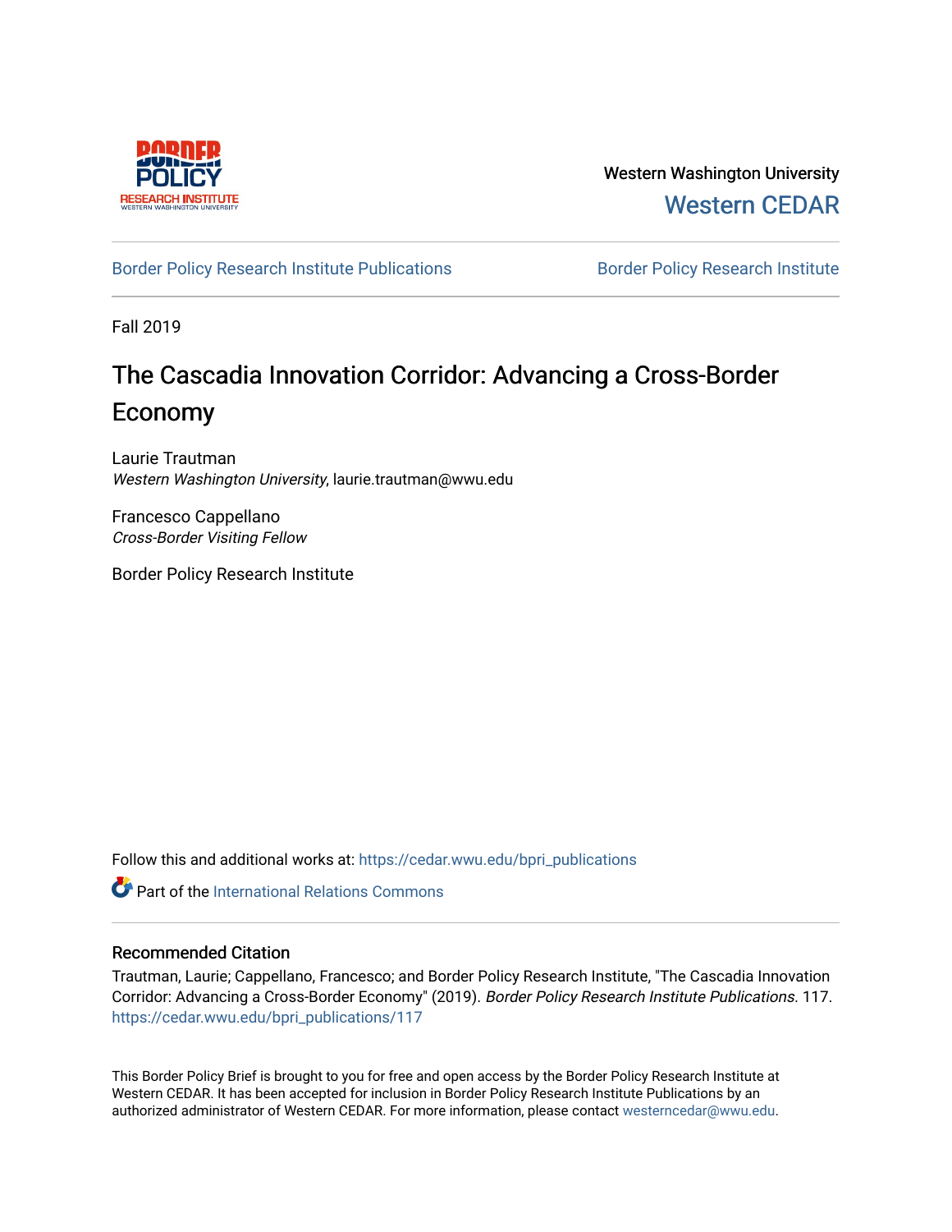Western Washington University

Western CEDAR

Border Policy Research Institute Publications | Border Policy Research Institute

Fall 2019

# The Cascadia Innovation Corridor: Advancing a Cross-Border Economy

Laurie Trautman
*Western Washington University*, laurie.trautman@wwu.edu

Francesco Cappellano
*Cross-Border Visiting Fellow*

Border Policy Research Institute

Follow this and additional works at: https://cedar.wwu.edu/bpri_publications

Part of the International Relations Commons

## Recommended Citation

Trautman, Laurie; Cappellano, Francesco; and Border Policy Research Institute, "The Cascadia Innovation Corridor: Advancing a Cross-Border Economy" (2019). *Border Policy Research Institute Publications*. 117.
https://cedar.wwu.edu/bpri_publications/117

This Border Policy Brief is brought to you for free and open access by the Border Policy Research Institute at Western CEDAR. It has been accepted for inclusion in Border Policy Research Institute Publications by an authorized administrator of Western CEDAR. For more information, please contact westerncedar@wwu.edu.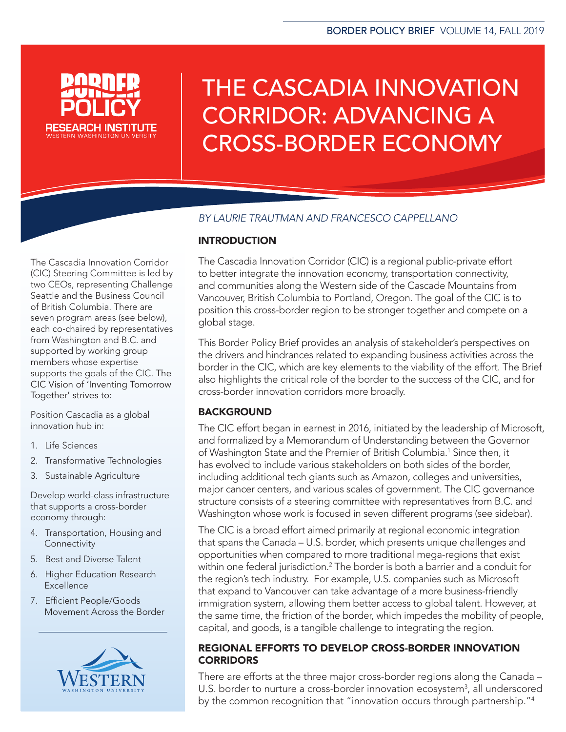# THE CASCADIA INNOVATION CORRIDOR: ADVANCING A CROSS-BORDER ECONOMY

*BY LAURIE TRAUTMAN AND FRANCESCO CAPPELLANO*

## INTRODUCTION

The Cascadia Innovation Corridor (CIC) is a regional public-private effort to better integrate the innovation economy, transportation connectivity, and communities along the Western side of the Cascade Mountains from Vancouver, British Columbia to Portland, Oregon. The goal of the CIC is to position this cross-border region to be stronger together and compete on a global stage.

This Border Policy Brief provides an analysis of stakeholder's perspectives on the drivers and hindrances related to expanding business activities across the border in the CIC, which are key elements to the viability of the effort. The Brief also highlights the critical role of the border to the success of the CIC, and for cross-border innovation corridors more broadly.

## BACKGROUND

The CIC effort began in earnest in 2016, initiated by the leadership of Microsoft, and formalized by a Memorandum of Understanding between the Governor of Washington State and the Premier of British Columbia.[1] Since then, it has evolved to include various stakeholders on both sides of the border, including additional tech giants such as Amazon, colleges and universities, major cancer centers, and various scales of government. The CIC governance structure consists of a steering committee with representatives from B.C. and Washington whose work is focused in seven different programs (see sidebar).

The CIC is a broad effort aimed primarily at regional economic integration that spans the Canada – U.S. border, which presents unique challenges and opportunities when compared to more traditional mega-regions that exist within one federal jurisdiction.[2] The border is both a barrier and a conduit for the region's tech industry. For example, U.S. companies such as Microsoft that expand to Vancouver can take advantage of a more business-friendly immigration system, allowing them better access to global talent. However, at the same time, the friction of the border, which impedes the mobility of people, capital, and goods, is a tangible challenge to integrating the region.

## REGIONAL EFFORTS TO DEVELOP CROSS-BORDER INNOVATION CORRIDORS

There are efforts at the three major cross-border regions along the Canada – U.S. border to nurture a cross-border innovation ecosystem[3], all underscored by the common recognition that "innovation occurs through partnership."[4]

---

The Cascadia Innovation Corridor (CIC) Steering Committee is led by two CEOs, representing Challenge Seattle and the Business Council of British Columbia. There are seven program areas (see below), each co-chaired by representatives from Washington and B.C. and supported by working group members whose expertise supports the goals of the CIC. The CIC Vision of 'Inventing Tomorrow Together' strives to:

Position Cascadia as a global innovation hub in:

1. Life Sciences
2. Transformative Technologies
3. Sustainable Agriculture

Develop world-class infrastructure that supports a cross-border economy through:

4. Transportation, Housing and Connectivity
5. Best and Diverse Talent
6. Higher Education Research Excellence
7. Efficient People/Goods Movement Across the Border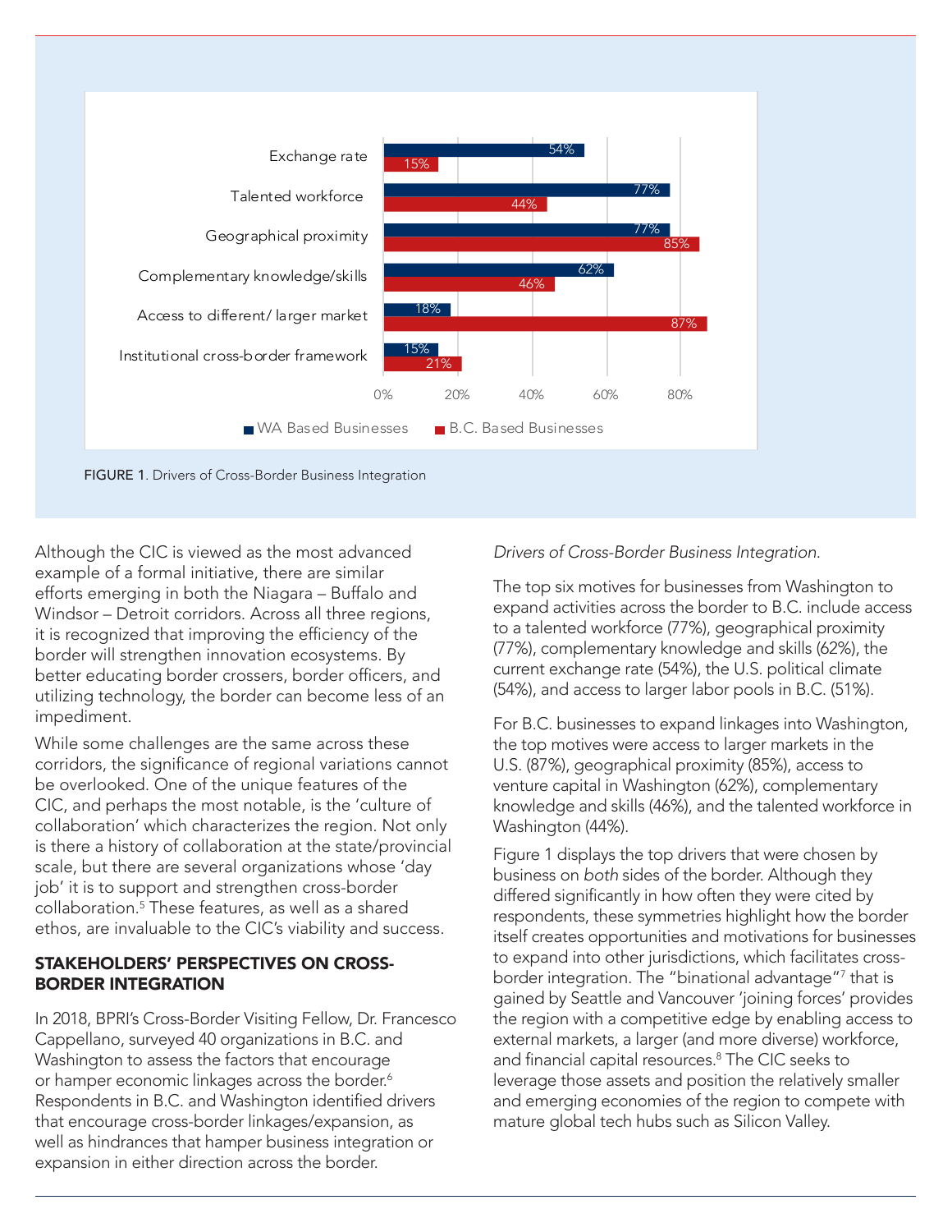| Driver | WA Based Businesses | B.C. Based Businesses |
|---|---|---|
| Exchange rate | 54% | 15% |
| Talented workforce | 77% | 44% |
| Geographical proximity | 77% | 85% |
| Complementary knowledge/skills | 62% | 46% |
| Access to different/ larger market | 18% | 87% |
| Institutional cross-border framework | 15% | 21% |

**FIGURE 1**. Drivers of Cross-Border Business Integration

Although the CIC is viewed as the most advanced example of a formal initiative, there are similar efforts emerging in both the Niagara – Buffalo and Windsor – Detroit corridors. Across all three regions, it is recognized that improving the efficiency of the border will strengthen innovation ecosystems. By better educating border crossers, border officers, and utilizing technology, the border can become less of an impediment.

While some challenges are the same across these corridors, the significance of regional variations cannot be overlooked. One of the unique features of the CIC, and perhaps the most notable, is the 'culture of collaboration' which characterizes the region. Not only is there a history of collaboration at the state/provincial scale, but there are several organizations whose 'day job' it is to support and strengthen cross-border collaboration.[5] These features, as well as a shared ethos, are invaluable to the CIC's viability and success.

## STAKEHOLDERS' PERSPECTIVES ON CROSS-BORDER INTEGRATION

In 2018, BPRI's Cross-Border Visiting Fellow, Dr. Francesco Cappellano, surveyed 40 organizations in B.C. and Washington to assess the factors that encourage or hamper economic linkages across the border.[6] Respondents in B.C. and Washington identified drivers that encourage cross-border linkages/expansion, as well as hindrances that hamper business integration or expansion in either direction across the border.

*Drivers of Cross-Border Business Integration.*

The top six motives for businesses from Washington to expand activities across the border to B.C. include access to a talented workforce (77%), geographical proximity (77%), complementary knowledge and skills (62%), the current exchange rate (54%), the U.S. political climate (54%), and access to larger labor pools in B.C. (51%).

For B.C. businesses to expand linkages into Washington, the top motives were access to larger markets in the U.S. (87%), geographical proximity (85%), access to venture capital in Washington (62%), complementary knowledge and skills (46%), and the talented workforce in Washington (44%).

Figure 1 displays the top drivers that were chosen by business on *both* sides of the border. Although they differed significantly in how often they were cited by respondents, these symmetries highlight how the border itself creates opportunities and motivations for businesses to expand into other jurisdictions, which facilitates cross-border integration. The "binational advantage"[7] that is gained by Seattle and Vancouver 'joining forces' provides the region with a competitive edge by enabling access to external markets, a larger (and more diverse) workforce, and financial capital resources.[8] The CIC seeks to leverage those assets and position the relatively smaller and emerging economies of the region to compete with mature global tech hubs such as Silicon Valley.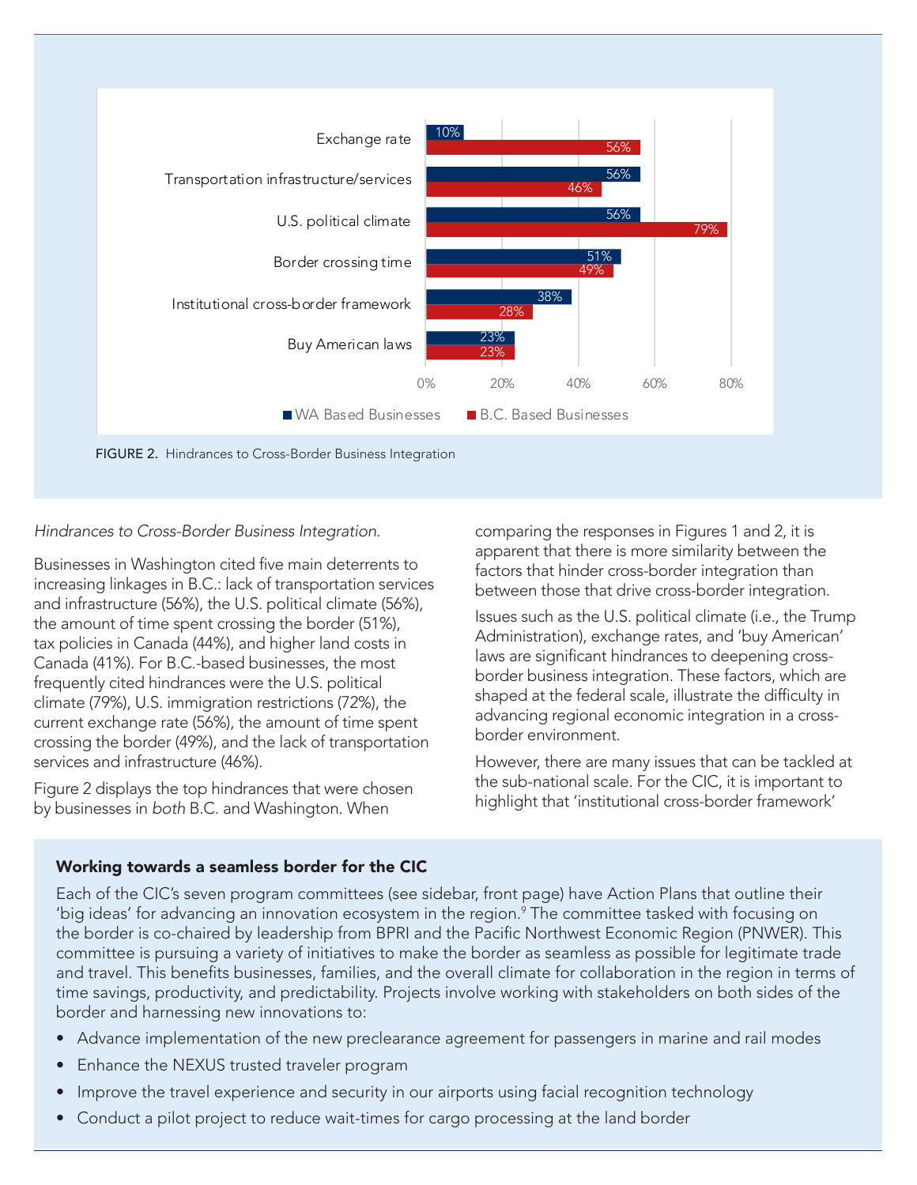| Hindrance | WA Based Businesses | B.C. Based Businesses |
| --- | --- | --- |
| Exchange rate | 10% | 56% |
| Transportation infrastructure/services | 56% | 46% |
| U.S. political climate | 56% | 79% |
| Border crossing time | 51% | 49% |
| Institutional cross-border framework | 38% | 28% |
| Buy American laws | 23% | 23% |

FIGURE 2. Hindrances to Cross-Border Business Integration

*Hindrances to Cross-Border Business Integration.*

Businesses in Washington cited five main deterrents to increasing linkages in B.C.: lack of transportation services and infrastructure (56%), the U.S. political climate (56%), the amount of time spent crossing the border (51%), tax policies in Canada (44%), and higher land costs in Canada (41%). For B.C.-based businesses, the most frequently cited hindrances were the U.S. political climate (79%), U.S. immigration restrictions (72%), the current exchange rate (56%), the amount of time spent crossing the border (49%), and the lack of transportation services and infrastructure (46%).

Figure 2 displays the top hindrances that were chosen by businesses in *both* B.C. and Washington. When comparing the responses in Figures 1 and 2, it is apparent that there is more similarity between the factors that hinder cross-border integration than between those that drive cross-border integration.

Issues such as the U.S. political climate (i.e., the Trump Administration), exchange rates, and 'buy American' laws are significant hindrances to deepening cross-border business integration. These factors, which are shaped at the federal scale, illustrate the difficulty in advancing regional economic integration in a cross-border environment.

However, there are many issues that can be tackled at the sub-national scale. For the CIC, it is important to highlight that 'institutional cross-border framework'

**Working towards a seamless border for the CIC**

Each of the CIC's seven program committees (see sidebar, front page) have Action Plans that outline their 'big ideas' for advancing an innovation ecosystem in the region.[9] The committee tasked with focusing on the border is co-chaired by leadership from BPRI and the Pacific Northwest Economic Region (PNWER). This committee is pursuing a variety of initiatives to make the border as seamless as possible for legitimate trade and travel. This benefits businesses, families, and the overall climate for collaboration in the region in terms of time savings, productivity, and predictability. Projects involve working with stakeholders on both sides of the border and harnessing new innovations to:

- Advance implementation of the new preclearance agreement for passengers in marine and rail modes
- Enhance the NEXUS trusted traveler program
- Improve the travel experience and security in our airports using facial recognition technology
- Conduct a pilot project to reduce wait-times for cargo processing at the land border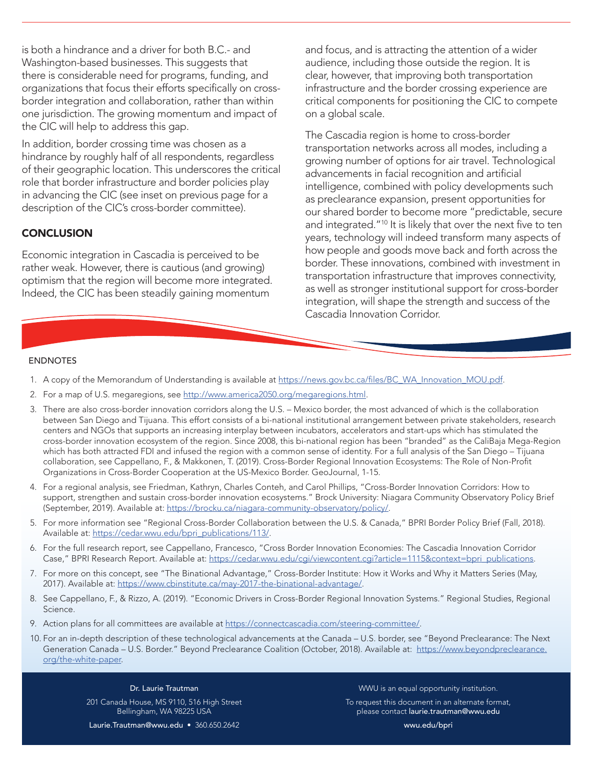is both a hindrance and a driver for both B.C.- and Washington-based businesses. This suggests that there is considerable need for programs, funding, and organizations that focus their efforts specifically on cross-border integration and collaboration, rather than within one jurisdiction. The growing momentum and impact of the CIC will help to address this gap.

In addition, border crossing time was chosen as a hindrance by roughly half of all respondents, regardless of their geographic location. This underscores the critical role that border infrastructure and border policies play in advancing the CIC (see inset on previous page for a description of the CIC's cross-border committee).

## CONCLUSION

Economic integration in Cascadia is perceived to be rather weak. However, there is cautious (and growing) optimism that the region will become more integrated. Indeed, the CIC has been steadily gaining momentum and focus, and is attracting the attention of a wider audience, including those outside the region. It is clear, however, that improving both transportation infrastructure and the border crossing experience are critical components for positioning the CIC to compete on a global scale.

The Cascadia region is home to cross-border transportation networks across all modes, including a growing number of options for air travel. Technological advancements in facial recognition and artificial intelligence, combined with policy developments such as preclearance expansion, present opportunities for our shared border to become more "predictable, secure and integrated."[10] It is likely that over the next five to ten years, technology will indeed transform many aspects of how people and goods move back and forth across the border. These innovations, combined with investment in transportation infrastructure that improves connectivity, as well as stronger institutional support for cross-border integration, will shape the strength and success of the Cascadia Innovation Corridor.

### ENDNOTES

1. A copy of the Memorandum of Understanding is available at https://news.gov.bc.ca/files/BC_WA_Innovation_MOU.pdf.
2. For a map of U.S. megaregions, see http://www.america2050.org/megaregions.html.
3. There are also cross-border innovation corridors along the U.S. – Mexico border, the most advanced of which is the collaboration between San Diego and Tijuana. This effort consists of a bi-national institutional arrangement between private stakeholders, research centers and NGOs that supports an increasing interplay between incubators, accelerators and start-ups which has stimulated the cross-border innovation ecosystem of the region. Since 2008, this bi-national region has been "branded" as the CaliBaja Mega-Region which has both attracted FDI and infused the region with a common sense of identity. For a full analysis of the San Diego – Tijuana collaboration, see Cappellano, F., & Makkonen, T. (2019). Cross-Border Regional Innovation Ecosystems: The Role of Non-Profit Organizations in Cross-Border Cooperation at the US-Mexico Border. GeoJournal, 1-15.
4. For a regional analysis, see Friedman, Kathryn, Charles Conteh, and Carol Phillips, "Cross-Border Innovation Corridors: How to support, strengthen and sustain cross-border innovation ecosystems." Brock University: Niagara Community Observatory Policy Brief (September, 2019). Available at: https://brocku.ca/niagara-community-observatory/policy/.
5. For more information see "Regional Cross-Border Collaboration between the U.S. & Canada," BPRI Border Policy Brief (Fall, 2018). Available at: https://cedar.wwu.edu/bpri_publications/113/.
6. For the full research report, see Cappellano, Francesco, "Cross Border Innovation Economies: The Cascadia Innovation Corridor Case," BPRI Research Report. Available at: https://cedar.wwu.edu/cgi/viewcontent.cgi?article=1115&context=bpri_publications.
7. For more on this concept, see "The Binational Advantage," Cross-Border Institute: How it Works and Why it Matters Series (May, 2017). Available at: https://www.cbinstitute.ca/may-2017-the-binational-advantage/.
8. See Cappellano, F., & Rizzo, A. (2019). "Economic Drivers in Cross-Border Regional Innovation Systems." Regional Studies, Regional Science.
9. Action plans for all committees are available at https://connectcascadia.com/steering-committee/.
10. For an in-depth description of these technological advancements at the Canada – U.S. border, see "Beyond Preclearance: The Next Generation Canada – U.S. Border." Beyond Preclearance Coalition (October, 2018). Available at: https://www.beyondpreclearance.org/the-white-paper.

Dr. Laurie Trautman
201 Canada House, MS 9110, 516 High Street
Bellingham, WA 98225 USA
Laurie.Trautman@wwu.edu • 360.650.2642

WWU is an equal opportunity institution.
To request this document in an alternate format, please contact laurie.trautman@wwu.edu
wwu.edu/bpri